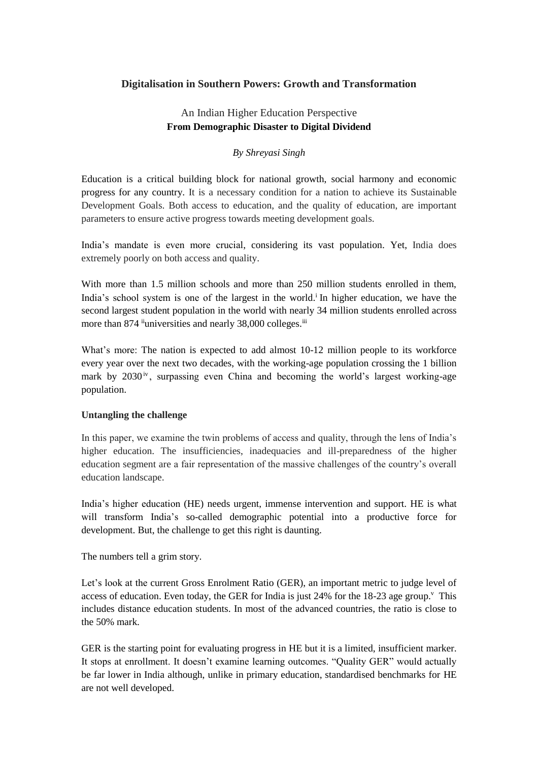# Digitalisation in Southern Powers: Growth and Transformation

## An Indian Higher Education Perspective
## From Demographic Disaster to Digital Dividend

*By Shreyasi Singh*

Education is a critical building block for national growth, social harmony and economic progress for any country. It is a necessary condition for a nation to achieve its Sustainable Development Goals. Both access to education, and the quality of education, are important parameters to ensure active progress towards meeting development goals.

India's mandate is even more crucial, considering its vast population. Yet, India does extremely poorly on both access and quality.

With more than 1.5 million schools and more than 250 million students enrolled in them, India's school system is one of the largest in the world.[i] In higher education, we have the second largest student population in the world with nearly 34 million students enrolled across more than 874 [ii]universities and nearly 38,000 colleges.[iii]

What's more: The nation is expected to add almost 10-12 million people to its workforce every year over the next two decades, with the working-age population crossing the 1 billion mark by 2030[iv], surpassing even China and becoming the world's largest working-age population.

**Untangling the challenge**

In this paper, we examine the twin problems of access and quality, through the lens of India's higher education. The insufficiencies, inadequacies and ill-preparedness of the higher education segment are a fair representation of the massive challenges of the country's overall education landscape.

India's higher education (HE) needs urgent, immense intervention and support. HE is what will transform India's so-called demographic potential into a productive force for development. But, the challenge to get this right is daunting.

The numbers tell a grim story.

Let's look at the current Gross Enrolment Ratio (GER), an important metric to judge level of access of education. Even today, the GER for India is just 24% for the 18-23 age group.[v] This includes distance education students. In most of the advanced countries, the ratio is close to the 50% mark.

GER is the starting point for evaluating progress in HE but it is a limited, insufficient marker. It stops at enrollment. It doesn't examine learning outcomes. "Quality GER" would actually be far lower in India although, unlike in primary education, standardised benchmarks for HE are not well developed.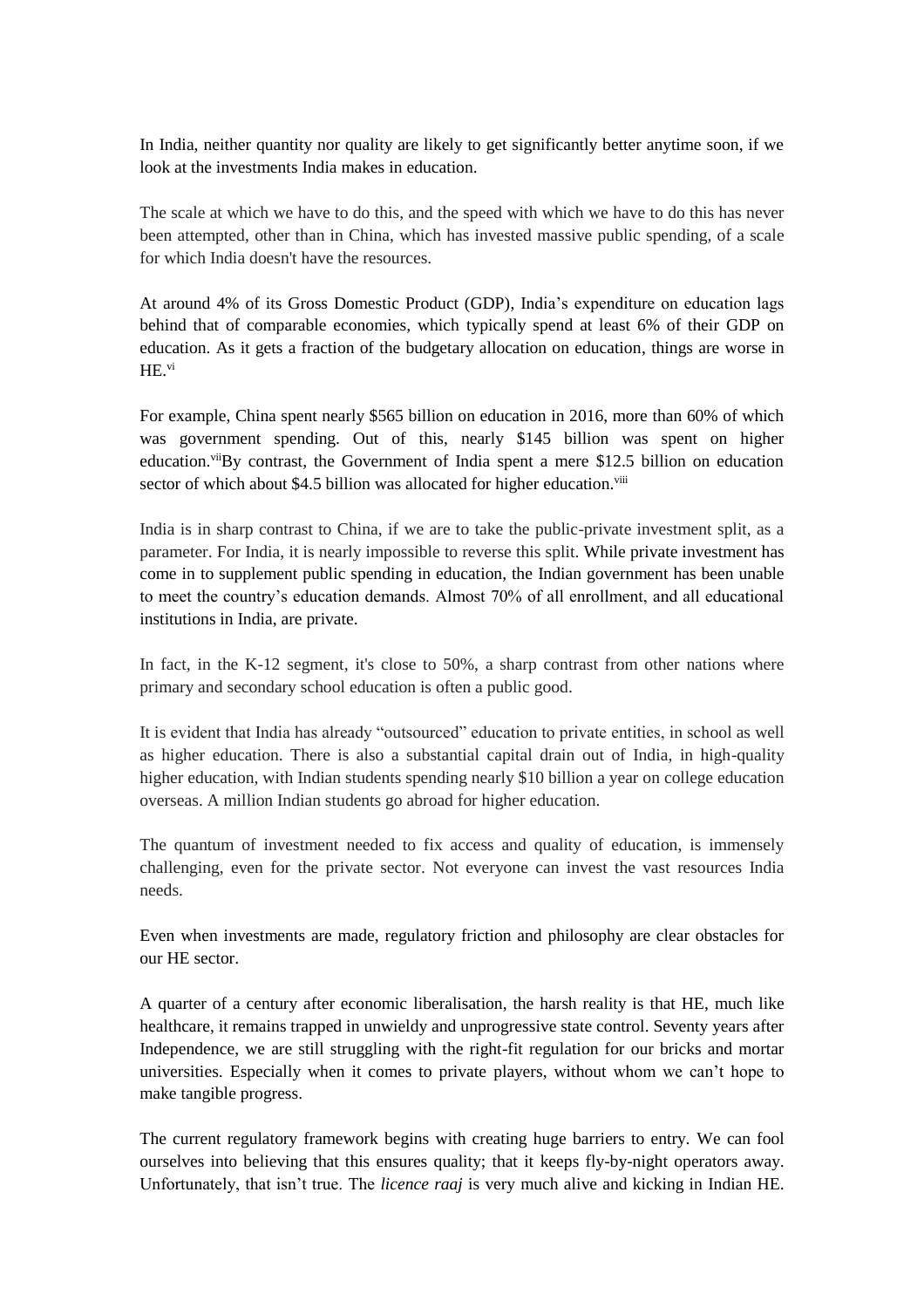In India, neither quantity nor quality are likely to get significantly better anytime soon, if we look at the investments India makes in education.

The scale at which we have to do this, and the speed with which we have to do this has never been attempted, other than in China, which has invested massive public spending, of a scale for which India doesn't have the resources.

At around 4% of its Gross Domestic Product (GDP), India's expenditure on education lags behind that of comparable economies, which typically spend at least 6% of their GDP on education. As it gets a fraction of the budgetary allocation on education, things are worse in HE.[vi]

For example, China spent nearly $565 billion on education in 2016, more than 60% of which was government spending. Out of this, nearly $145 billion was spent on higher education.[vii]By contrast, the Government of India spent a mere $12.5 billion on education sector of which about $4.5 billion was allocated for higher education.[viii]

India is in sharp contrast to China, if we are to take the public-private investment split, as a parameter. For India, it is nearly impossible to reverse this split. While private investment has come in to supplement public spending in education, the Indian government has been unable to meet the country's education demands. Almost 70% of all enrollment, and all educational institutions in India, are private.

In fact, in the K-12 segment, it's close to 50%, a sharp contrast from other nations where primary and secondary school education is often a public good.

It is evident that India has already "outsourced" education to private entities, in school as well as higher education. There is also a substantial capital drain out of India, in high-quality higher education, with Indian students spending nearly $10 billion a year on college education overseas. A million Indian students go abroad for higher education.

The quantum of investment needed to fix access and quality of education, is immensely challenging, even for the private sector. Not everyone can invest the vast resources India needs.

Even when investments are made, regulatory friction and philosophy are clear obstacles for our HE sector.

A quarter of a century after economic liberalisation, the harsh reality is that HE, much like healthcare, it remains trapped in unwieldy and unprogressive state control. Seventy years after Independence, we are still struggling with the right-fit regulation for our bricks and mortar universities. Especially when it comes to private players, without whom we can't hope to make tangible progress.

The current regulatory framework begins with creating huge barriers to entry. We can fool ourselves into believing that this ensures quality; that it keeps fly-by-night operators away. Unfortunately, that isn't true. The *licence raaj* is very much alive and kicking in Indian HE.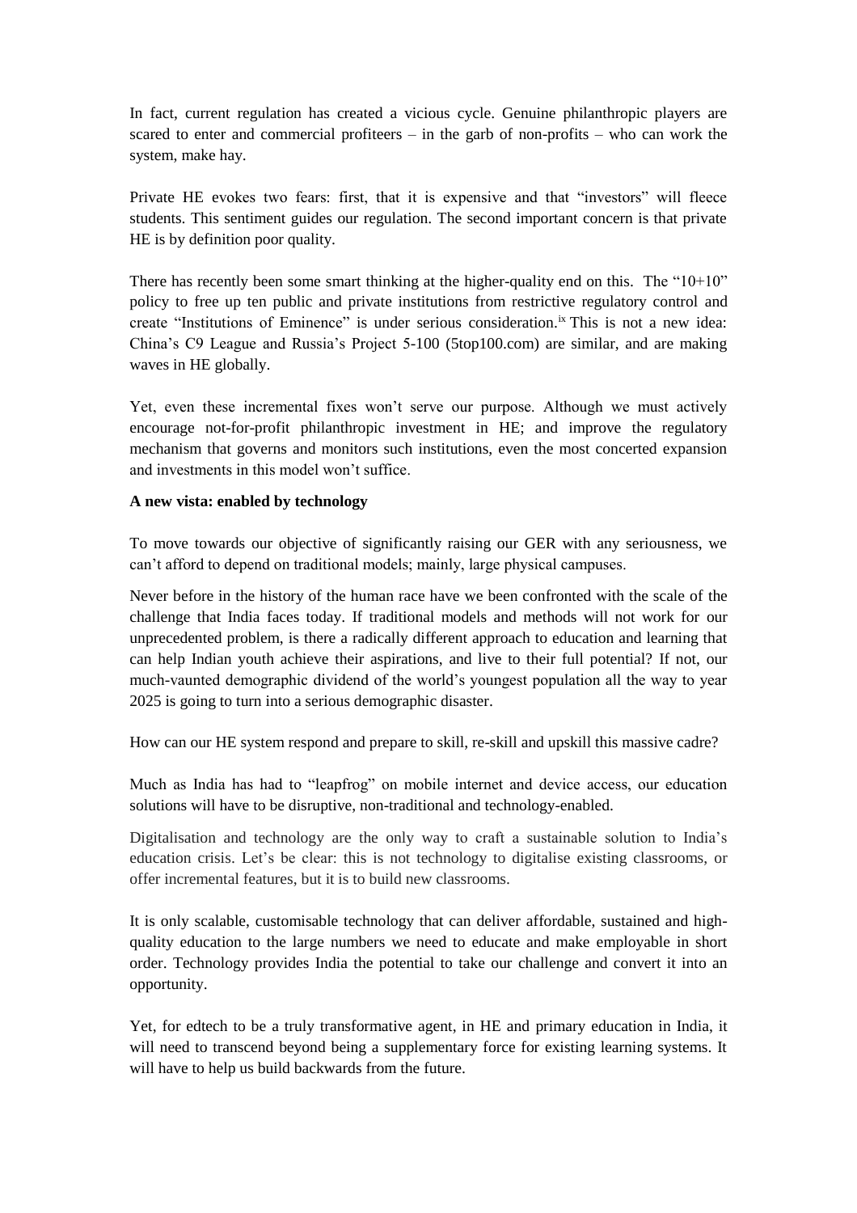In fact, current regulation has created a vicious cycle. Genuine philanthropic players are scared to enter and commercial profiteers – in the garb of non-profits – who can work the system, make hay.

Private HE evokes two fears: first, that it is expensive and that "investors" will fleece students. This sentiment guides our regulation. The second important concern is that private HE is by definition poor quality.

There has recently been some smart thinking at the higher-quality end on this. The "10+10" policy to free up ten public and private institutions from restrictive regulatory control and create "Institutions of Eminence" is under serious consideration.[ix] This is not a new idea: China's C9 League and Russia's Project 5-100 (5top100.com) are similar, and are making waves in HE globally.

Yet, even these incremental fixes won't serve our purpose. Although we must actively encourage not-for-profit philanthropic investment in HE; and improve the regulatory mechanism that governs and monitors such institutions, even the most concerted expansion and investments in this model won't suffice.

**A new vista: enabled by technology**

To move towards our objective of significantly raising our GER with any seriousness, we can't afford to depend on traditional models; mainly, large physical campuses.

Never before in the history of the human race have we been confronted with the scale of the challenge that India faces today. If traditional models and methods will not work for our unprecedented problem, is there a radically different approach to education and learning that can help Indian youth achieve their aspirations, and live to their full potential? If not, our much-vaunted demographic dividend of the world's youngest population all the way to year 2025 is going to turn into a serious demographic disaster.

How can our HE system respond and prepare to skill, re-skill and upskill this massive cadre?

Much as India has had to "leapfrog" on mobile internet and device access, our education solutions will have to be disruptive, non-traditional and technology-enabled.

Digitalisation and technology are the only way to craft a sustainable solution to India's education crisis. Let's be clear: this is not technology to digitalise existing classrooms, or offer incremental features, but it is to build new classrooms.

It is only scalable, customisable technology that can deliver affordable, sustained and high-quality education to the large numbers we need to educate and make employable in short order. Technology provides India the potential to take our challenge and convert it into an opportunity.

Yet, for edtech to be a truly transformative agent, in HE and primary education in India, it will need to transcend beyond being a supplementary force for existing learning systems. It will have to help us build backwards from the future.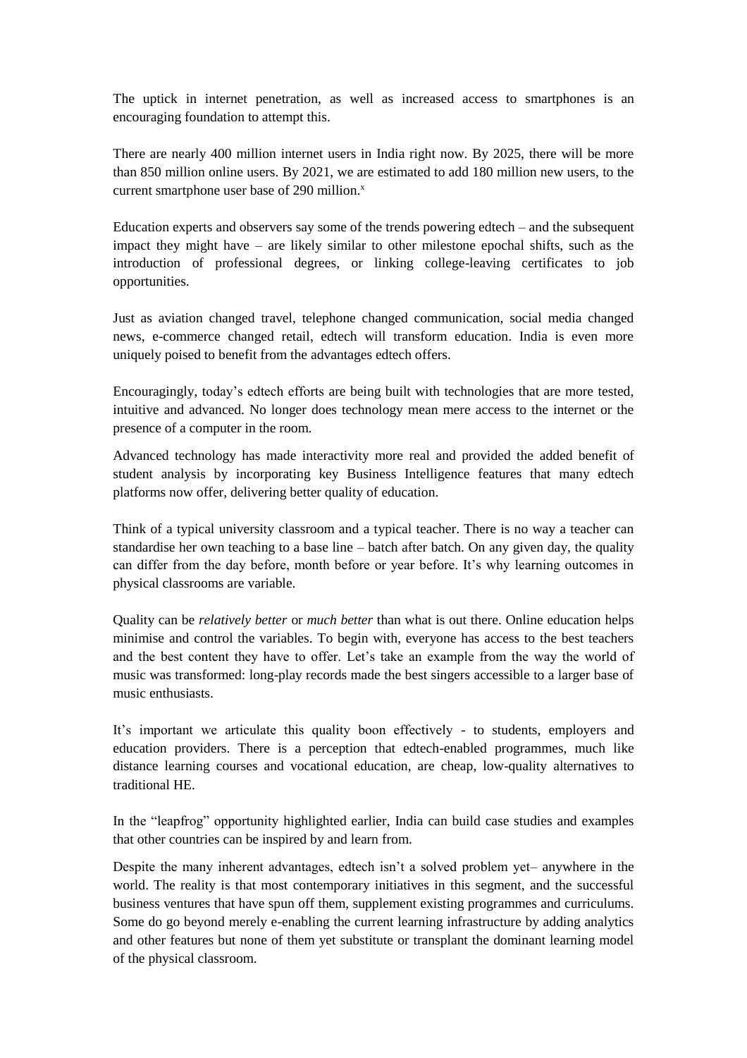The uptick in internet penetration, as well as increased access to smartphones is an encouraging foundation to attempt this.

There are nearly 400 million internet users in India right now. By 2025, there will be more than 850 million online users. By 2021, we are estimated to add 180 million new users, to the current smartphone user base of 290 million.[x]

Education experts and observers say some of the trends powering edtech – and the subsequent impact they might have – are likely similar to other milestone epochal shifts, such as the introduction of professional degrees, or linking college-leaving certificates to job opportunities.

Just as aviation changed travel, telephone changed communication, social media changed news, e-commerce changed retail, edtech will transform education. India is even more uniquely poised to benefit from the advantages edtech offers.

Encouragingly, today's edtech efforts are being built with technologies that are more tested, intuitive and advanced. No longer does technology mean mere access to the internet or the presence of a computer in the room.

Advanced technology has made interactivity more real and provided the added benefit of student analysis by incorporating key Business Intelligence features that many edtech platforms now offer, delivering better quality of education.

Think of a typical university classroom and a typical teacher. There is no way a teacher can standardise her own teaching to a base line – batch after batch. On any given day, the quality can differ from the day before, month before or year before. It's why learning outcomes in physical classrooms are variable.

Quality can be *relatively better* or *much better* than what is out there. Online education helps minimise and control the variables. To begin with, everyone has access to the best teachers and the best content they have to offer. Let's take an example from the way the world of music was transformed: long-play records made the best singers accessible to a larger base of music enthusiasts.

It's important we articulate this quality boon effectively - to students, employers and education providers. There is a perception that edtech-enabled programmes, much like distance learning courses and vocational education, are cheap, low-quality alternatives to traditional HE.

In the "leapfrog" opportunity highlighted earlier, India can build case studies and examples that other countries can be inspired by and learn from.

Despite the many inherent advantages, edtech isn't a solved problem yet– anywhere in the world. The reality is that most contemporary initiatives in this segment, and the successful business ventures that have spun off them, supplement existing programmes and curriculums. Some do go beyond merely e-enabling the current learning infrastructure by adding analytics and other features but none of them yet substitute or transplant the dominant learning model of the physical classroom.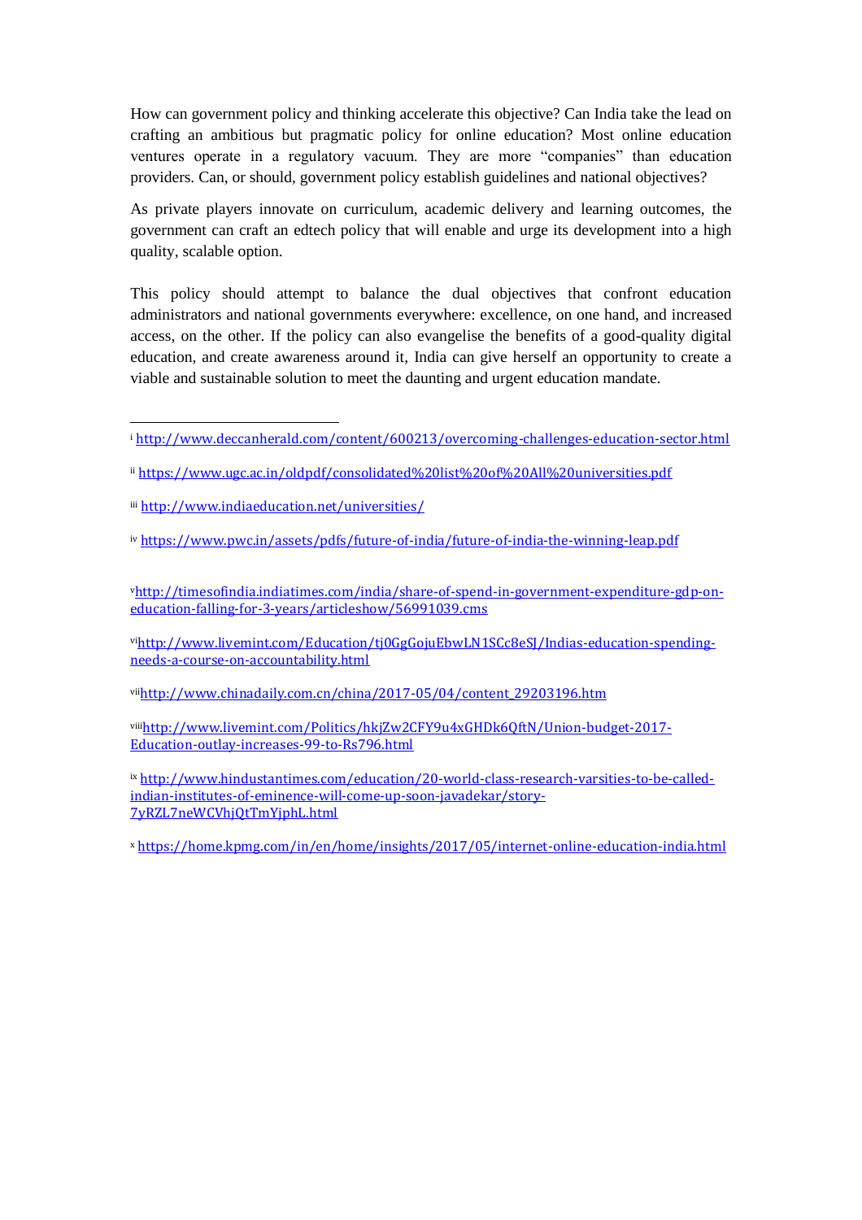How can government policy and thinking accelerate this objective? Can India take the lead on crafting an ambitious but pragmatic policy for online education? Most online education ventures operate in a regulatory vacuum. They are more "companies" than education providers. Can, or should, government policy establish guidelines and national objectives?

As private players innovate on curriculum, academic delivery and learning outcomes, the government can craft an edtech policy that will enable and urge its development into a high quality, scalable option.

This policy should attempt to balance the dual objectives that confront education administrators and national governments everywhere: excellence, on one hand, and increased access, on the other. If the policy can also evangelise the benefits of a good-quality digital education, and create awareness around it, India can give herself an opportunity to create a viable and sustainable solution to meet the daunting and urgent education mandate.

---

[i] http://www.deccanherald.com/content/600213/overcoming-challenges-education-sector.html

[ii] https://www.ugc.ac.in/oldpdf/consolidated%20list%20of%20All%20universities.pdf

[iii] http://www.indiaeducation.net/universities/

[iv] https://www.pwc.in/assets/pdfs/future-of-india/future-of-india-the-winning-leap.pdf

[v] http://timesofindia.indiatimes.com/india/share-of-spend-in-government-expenditure-gdp-on-education-falling-for-3-years/articleshow/56991039.cms

[vi] http://www.livemint.com/Education/tj0GgGojuEbwLN1SCc8eSJ/Indias-education-spending-needs-a-course-on-accountability.html

[vii] http://www.chinadaily.com.cn/china/2017-05/04/content_29203196.htm

[viii] http://www.livemint.com/Politics/hkjZw2CFY9u4xGHDk6QftN/Union-budget-2017-Education-outlay-increases-99-to-Rs796.html

[ix] http://www.hindustantimes.com/education/20-world-class-research-varsities-to-be-called-indian-institutes-of-eminence-will-come-up-soon-javadekar/story-7yRZL7neWCVhjQtTmYjphL.html

[x] https://home.kpmg.com/in/en/home/insights/2017/05/internet-online-education-india.html